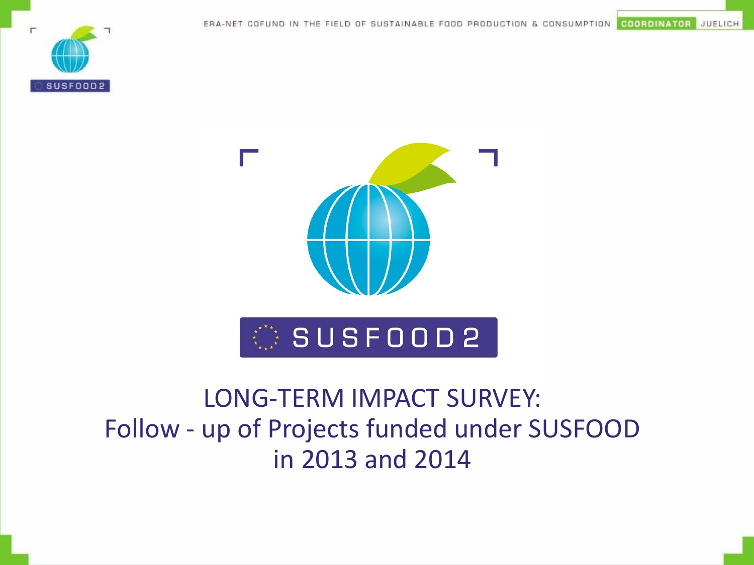ERA-NET COFUND IN THE FIELD OF SUSTAINABLE FOOD PRODUCTION & CONSUMPTION COORDINATOR JUELICH

SUSFOOD2

# LONG-TERM IMPACT SURVEY: Follow - up of Projects funded under SUSFOOD in 2013 and 2014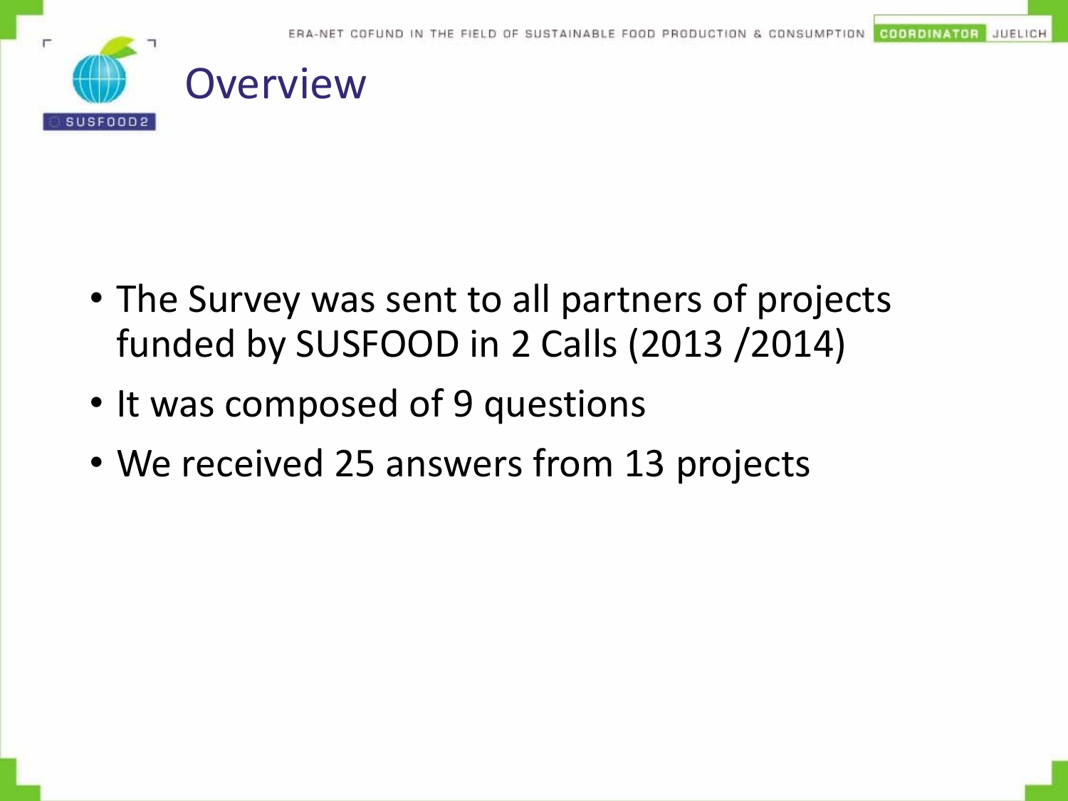# Overview

- The Survey was sent to all partners of projects funded by SUSFOOD in 2 Calls (2013 /2014)
- It was composed of 9 questions
- We received 25 answers from 13 projects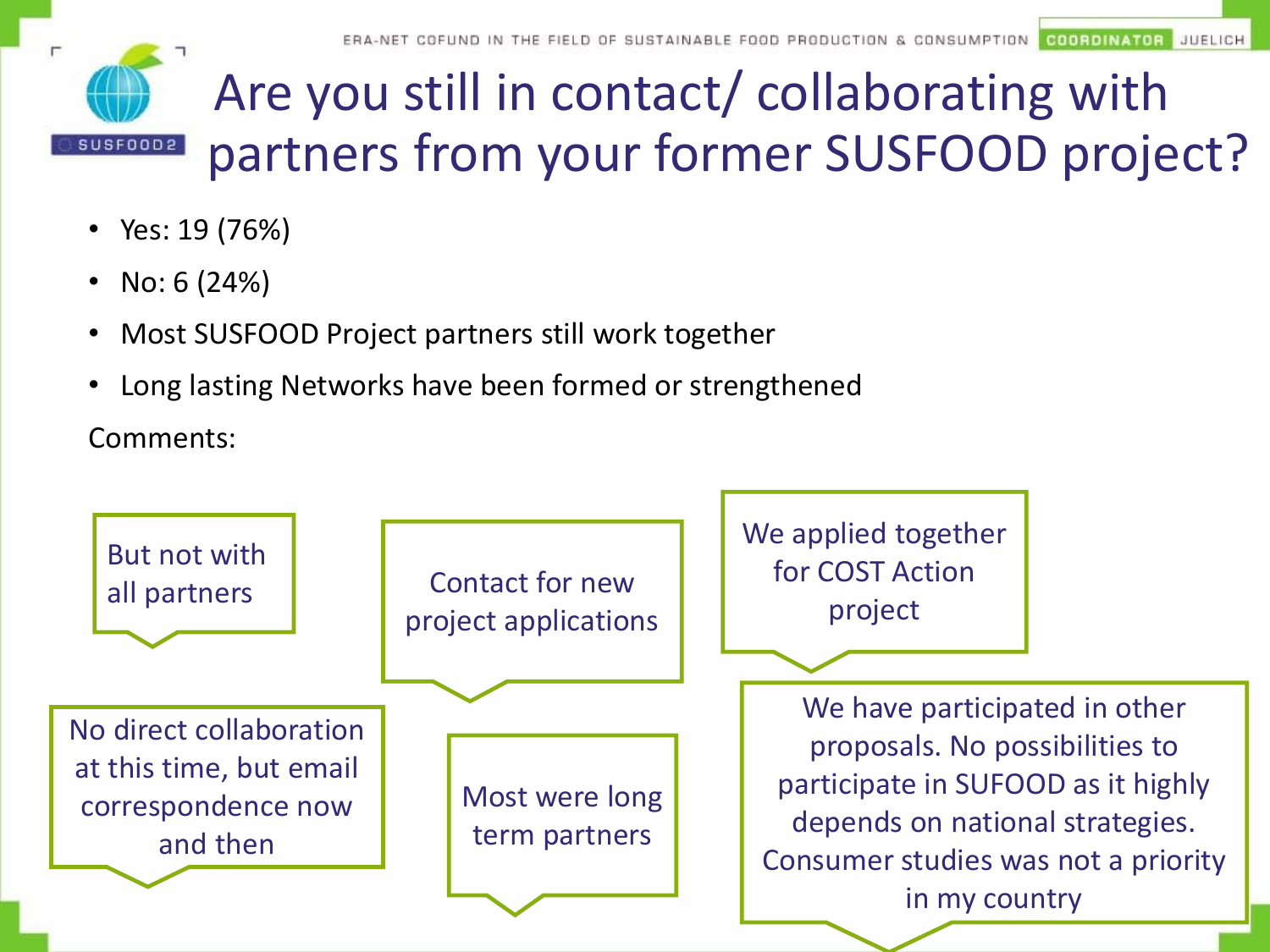# Are you still in contact/ collaborating with partners from your former SUSFOOD project?

- Yes: 19 (76%)
- No: 6 (24%)
- Most SUSFOOD Project partners still work together
- Long lasting Networks have been formed or strengthened

Comments:

But not with all partners

Contact for new project applications

We applied together for COST Action project

No direct collaboration at this time, but email correspondence now and then

Most were long term partners

We have participated in other proposals. No possibilities to participate in SUFOOD as it highly depends on national strategies. Consumer studies was not a priority in my country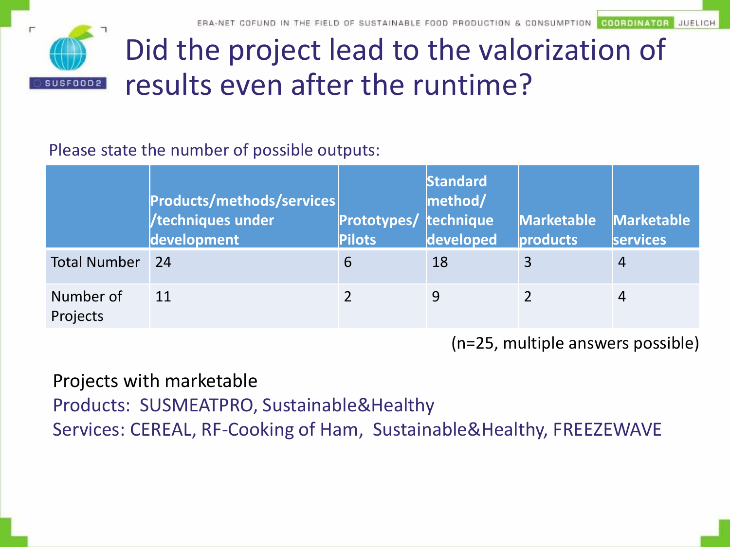# Did the project lead to the valorization of results even after the runtime?

Please state the number of possible outputs:

| | Products/methods/services /techniques under development | Prototypes/ Pilots | Standard method/ technique developed | Marketable products | Marketable services |
|---|---|---|---|---|---|
| Total Number | 24 | 6 | 18 | 3 | 4 |
| Number of Projects | 11 | 2 | 9 | 2 | 4 |

(n=25, multiple answers possible)

Projects with marketable

Products: SUSMEATPRO, Sustainable&Healthy

Services: CEREAL, RF-Cooking of Ham, Sustainable&Healthy, FREEZEWAVE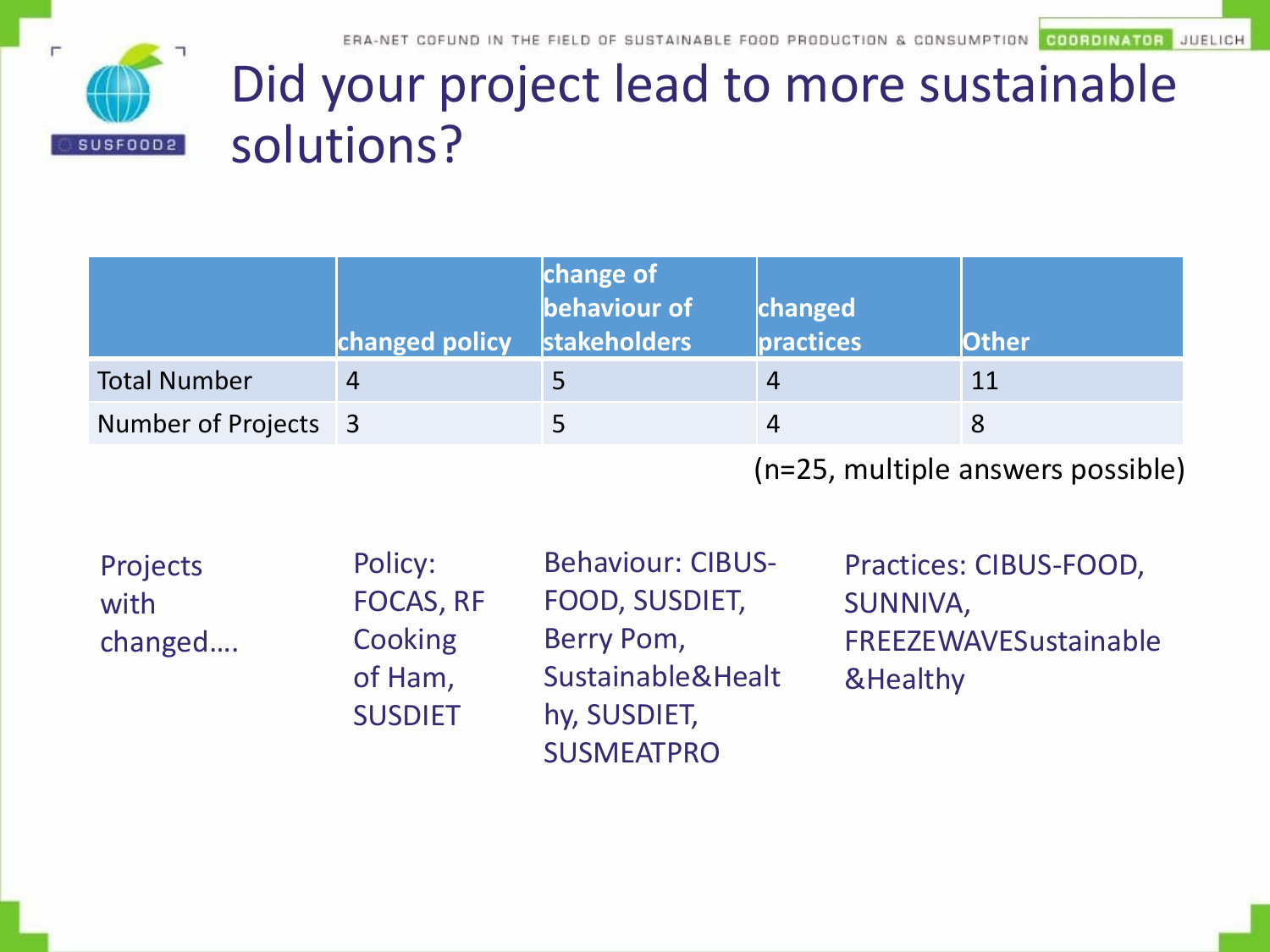# Did your project lead to more sustainable solutions?

| | changed policy | change of behaviour of stakeholders | changed practices | Other |
|---|---|---|---|---|
| Total Number | 4 | 5 | 4 | 11 |
| Number of Projects | 3 | 5 | 4 | 8 |

(n=25, multiple answers possible)

| Projects with changed…. | Policy: FOCAS, RF Cooking of Ham, SUSDIET | Behaviour: CIBUS-FOOD, SUSDIET, Berry Pom, Sustainable&Healthy, SUSDIET, SUSMEATPRO | Practices: CIBUS-FOOD, SUNNIVA, FREEZEWAVESustainable &Healthy |
|---|---|---|---|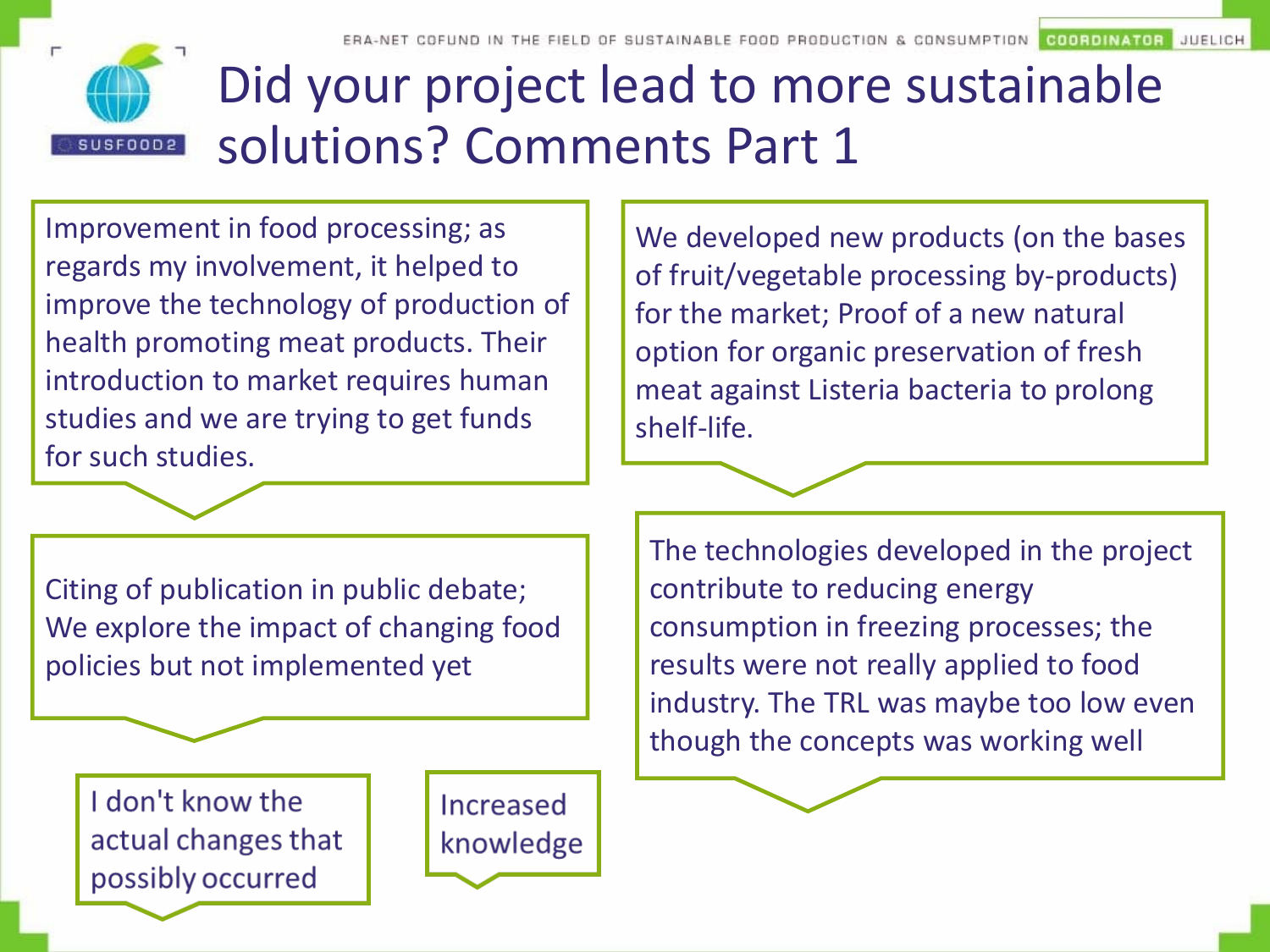# Did your project lead to more sustainable solutions? Comments Part 1

Improvement in food processing; as regards my involvement, it helped to improve the technology of production of health promoting meat products. Their introduction to market requires human studies and we are trying to get funds for such studies.

We developed new products (on the bases of fruit/vegetable processing by-products) for the market; Proof of a new natural option for organic preservation of fresh meat against Listeria bacteria to prolong shelf-life.

Citing of publication in public debate; We explore the impact of changing food policies but not implemented yet

The technologies developed in the project contribute to reducing energy consumption in freezing processes; the results were not really applied to food industry. The TRL was maybe too low even though the concepts was working well

I don't know the actual changes that possibly occurred

Increased knowledge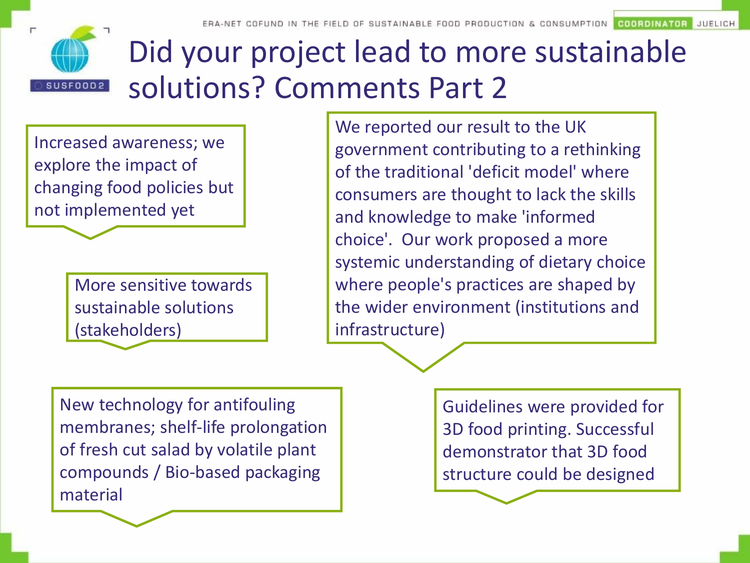# Did your project lead to more sustainable solutions? Comments Part 2

Increased awareness; we explore the impact of changing food policies but not implemented yet

More sensitive towards sustainable solutions (stakeholders)

We reported our result to the UK government contributing to a rethinking of the traditional 'deficit model' where consumers are thought to lack the skills and knowledge to make 'informed choice'. Our work proposed a more systemic understanding of dietary choice where people's practices are shaped by the wider environment (institutions and infrastructure)

New technology for antifouling membranes; shelf-life prolongation of fresh cut salad by volatile plant compounds / Bio-based packaging material

Guidelines were provided for 3D food printing. Successful demonstrator that 3D food structure could be designed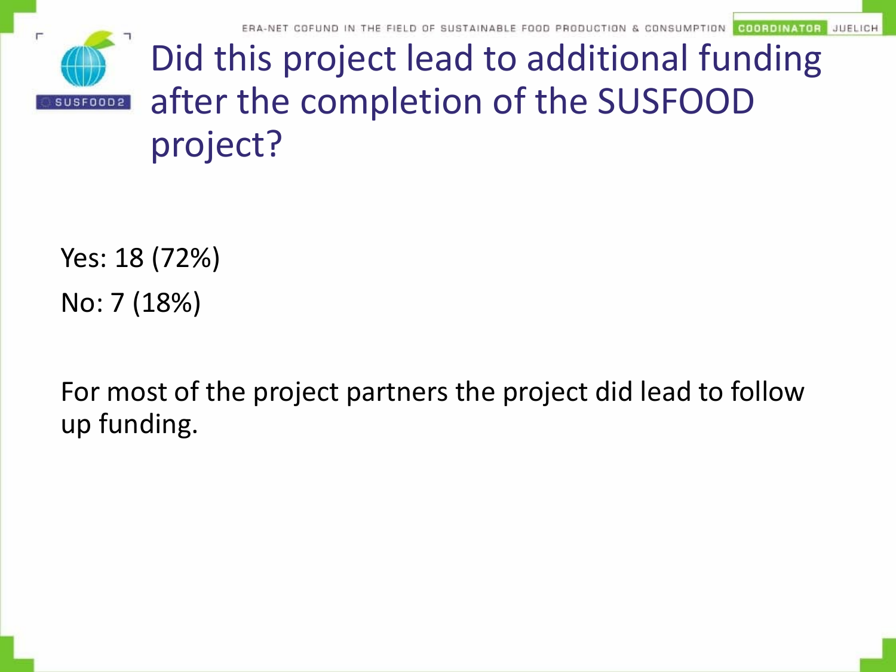# Did this project lead to additional funding after the completion of the SUSFOOD project?

Yes: 18 (72%)

No: 7 (18%)

For most of the project partners the project did lead to follow up funding.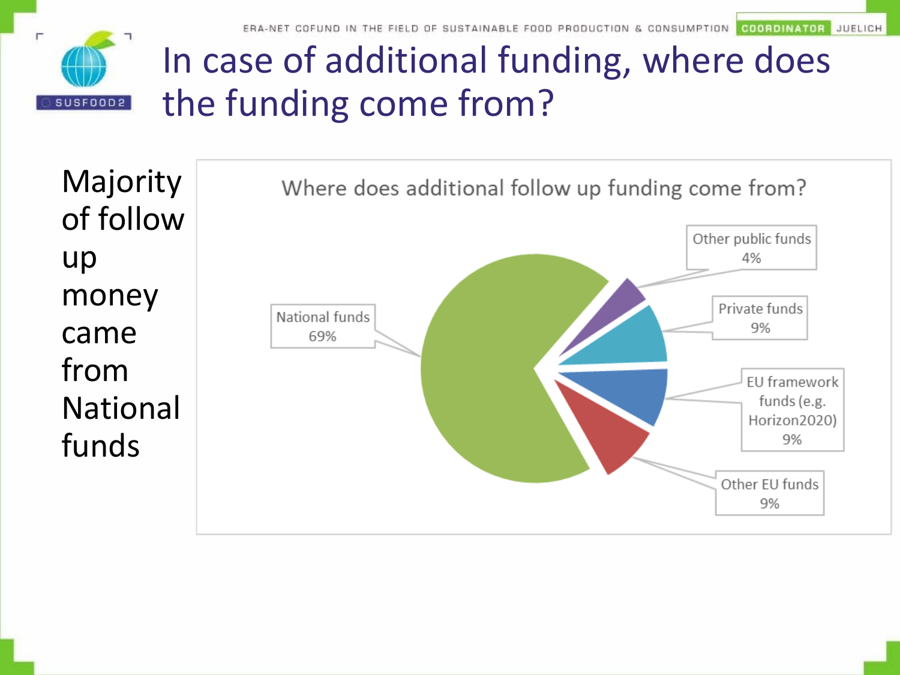# In case of additional funding, where does the funding come from?

Majority of follow up money came from National funds

Where does additional follow up funding come from?

| Source | Share |
|---|---|
| National funds | 69% |
| Other public funds | 4% |
| Private funds | 9% |
| EU framework funds (e.g. Horizon2020) | 9% |
| Other EU funds | 9% |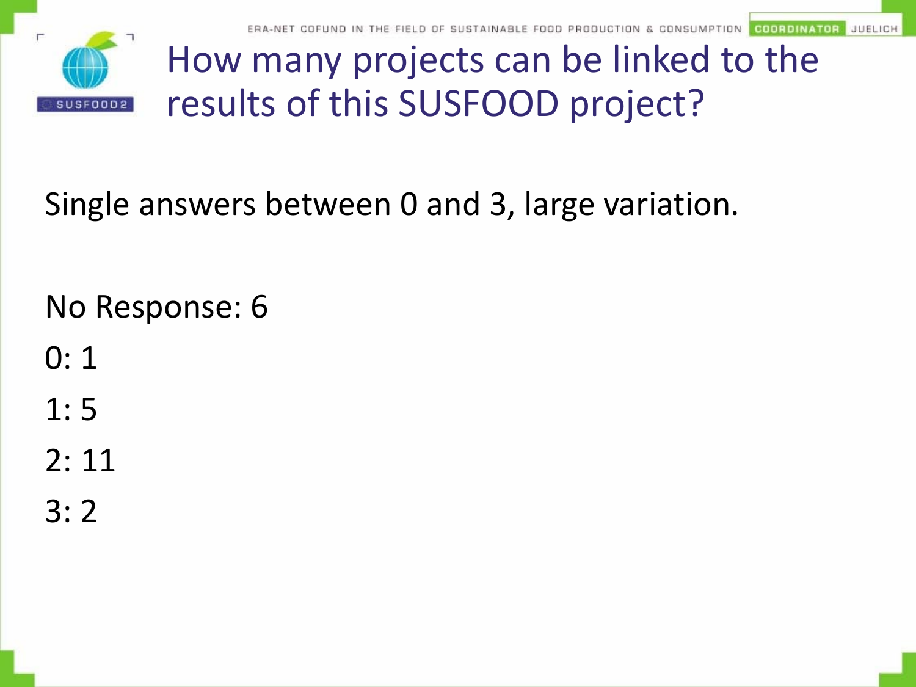# How many projects can be linked to the results of this SUSFOOD project?

Single answers between 0 and 3, large variation.

No Response: 6

0: 1

1: 5

2: 11

3: 2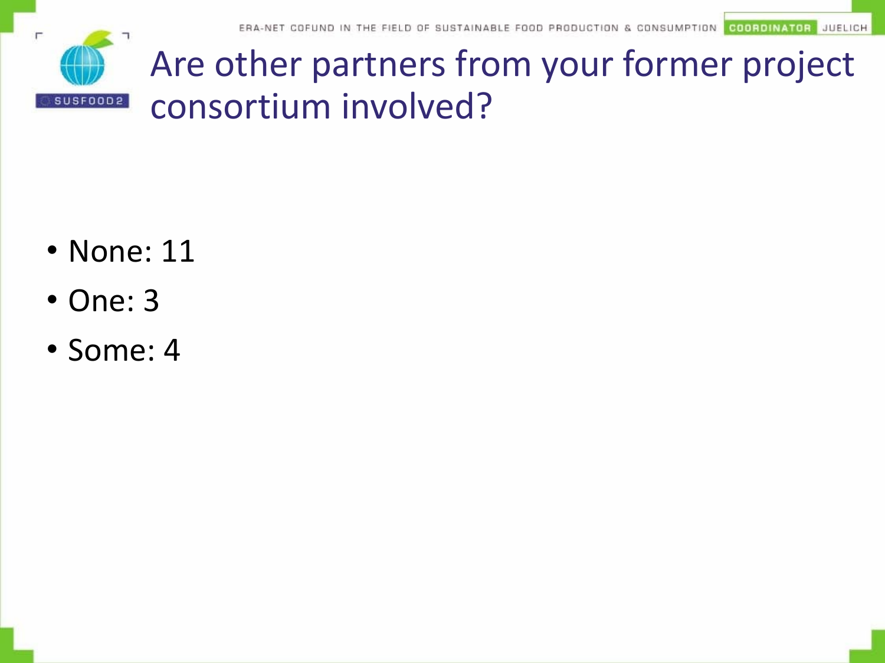# Are other partners from your former project consortium involved?

- None: 11
- One: 3
- Some: 4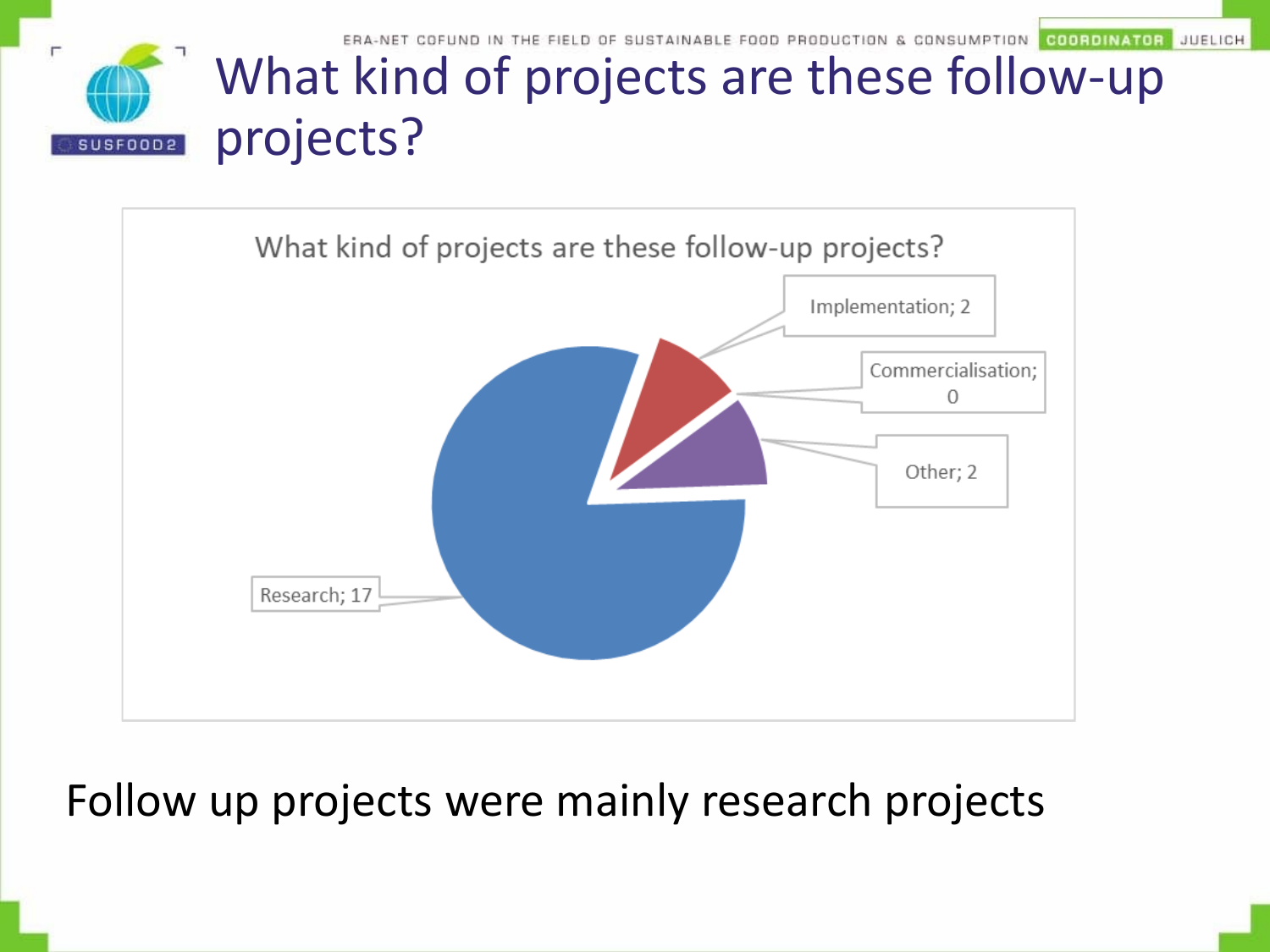# What kind of projects are these follow-up projects?

What kind of projects are these follow-up projects?

- Implementation; 2
- Commercialisation; 0
- Other; 2
- Research; 17

Follow up projects were mainly research projects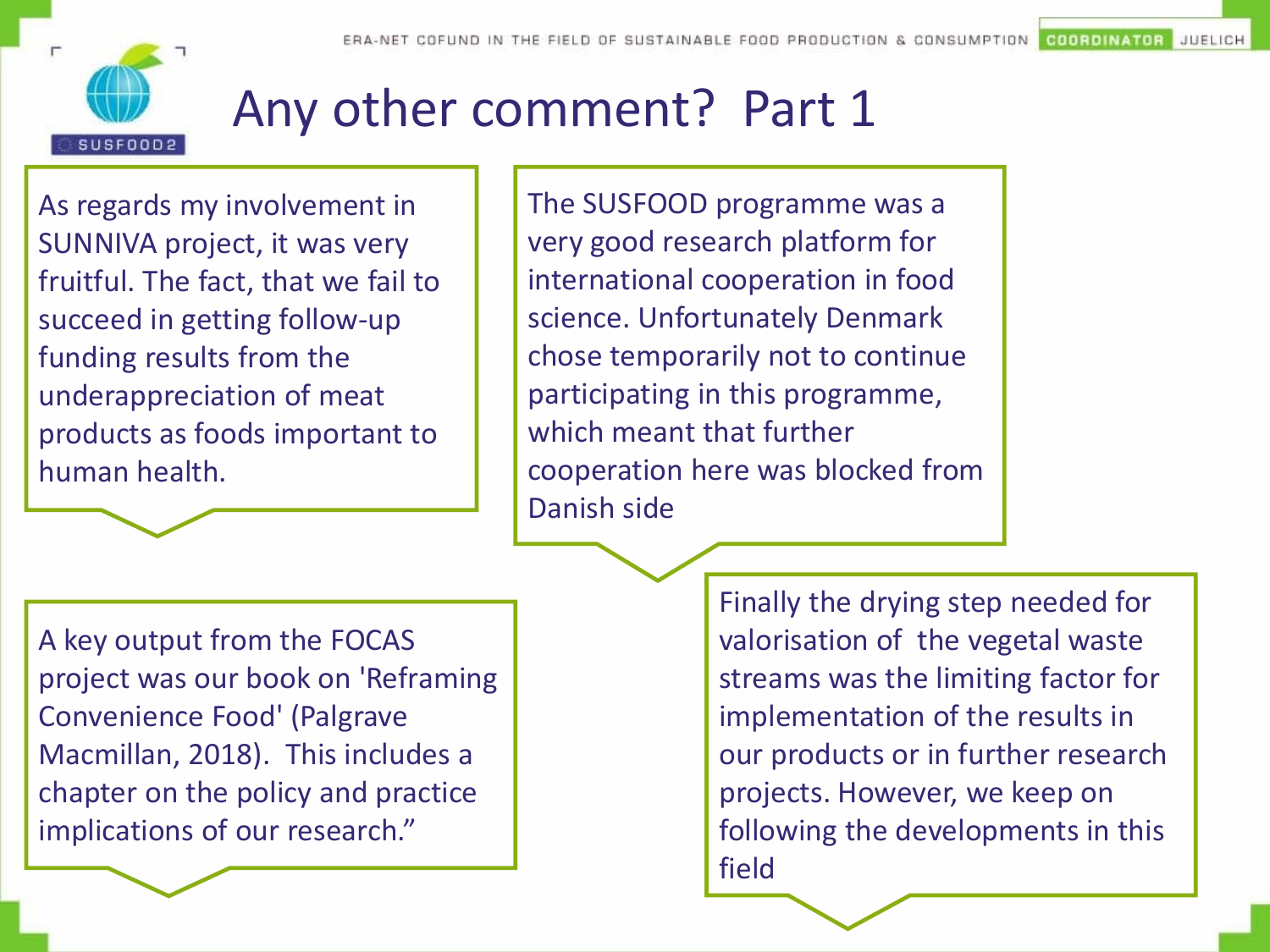# Any other comment? Part 1

As regards my involvement in SUNNIVA project, it was very fruitful. The fact, that we fail to succeed in getting follow-up funding results from the underappreciation of meat products as foods important to human health.

The SUSFOOD programme was a very good research platform for international cooperation in food science. Unfortunately Denmark chose temporarily not to continue participating in this programme, which meant that further cooperation here was blocked from Danish side

A key output from the FOCAS project was our book on 'Reframing Convenience Food' (Palgrave Macmillan, 2018). This includes a chapter on the policy and practice implications of our research."

Finally the drying step needed for valorisation of the vegetal waste streams was the limiting factor for implementation of the results in our products or in further research projects. However, we keep on following the developments in this field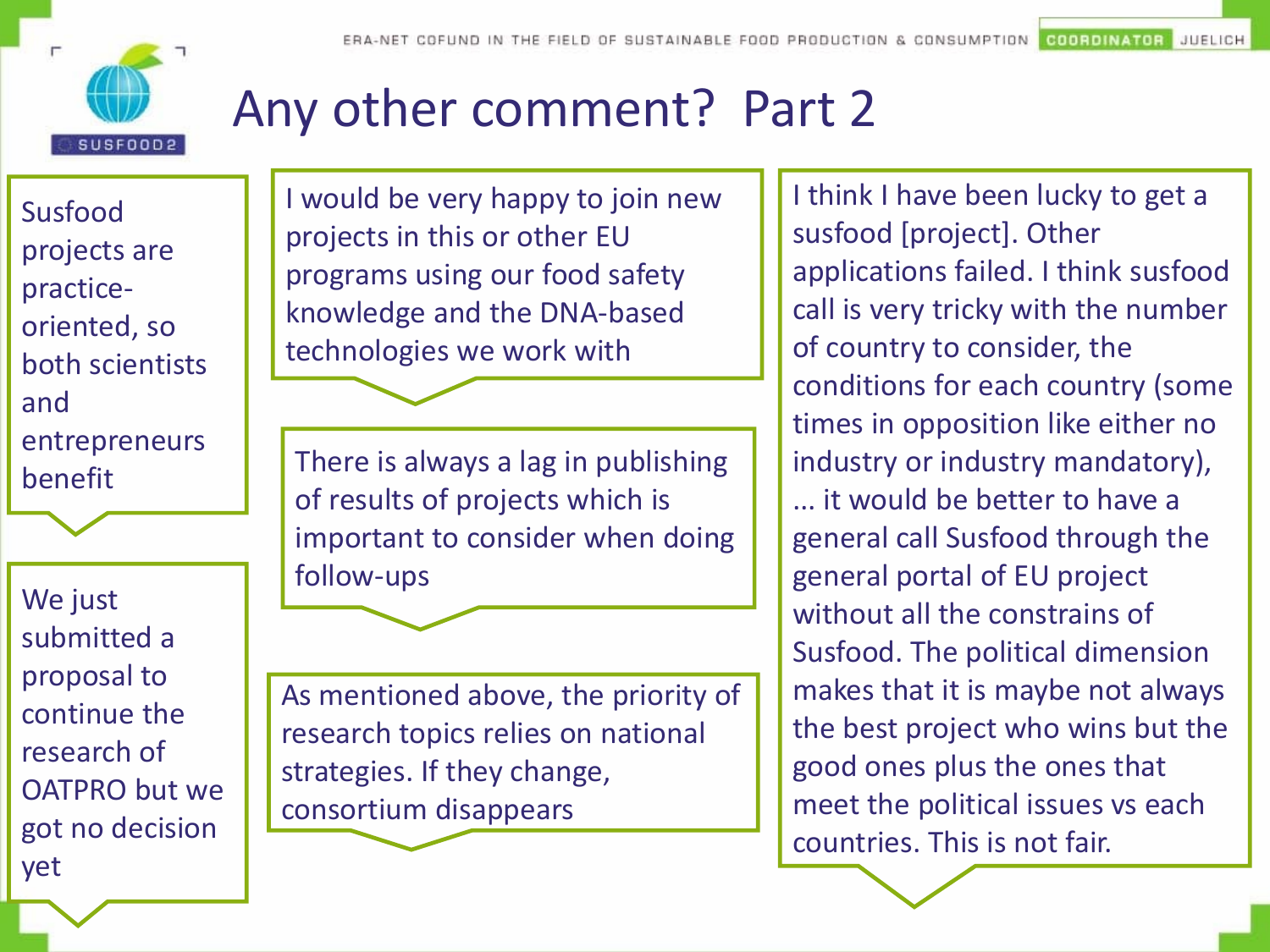# Any other comment? Part 2

Susfood projects are practice-oriented, so both scientists and entrepreneurs benefit

We just submitted a proposal to continue the research of OATPRO but we got no decision yet

I would be very happy to join new projects in this or other EU programs using our food safety knowledge and the DNA-based technologies we work with

There is always a lag in publishing of results of projects which is important to consider when doing follow-ups

As mentioned above, the priority of research topics relies on national strategies. If they change, consortium disappears

I think I have been lucky to get a susfood [project]. Other applications failed. I think susfood call is very tricky with the number of country to consider, the conditions for each country (some times in opposition like either no industry or industry mandatory), ... it would be better to have a general call Susfood through the general portal of EU project without all the constrains of Susfood. The political dimension makes that it is maybe not always the best project who wins but the good ones plus the ones that meet the political issues vs each countries. This is not fair.